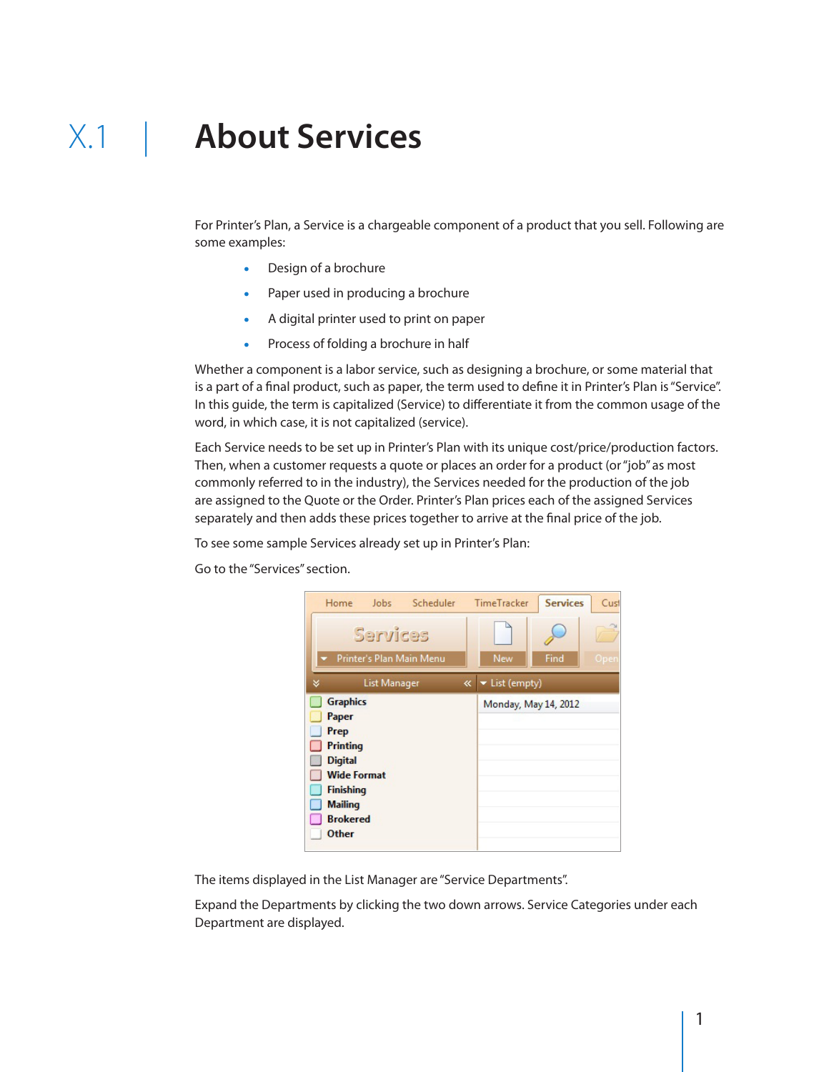# X.1 About Services

For Printer's Plan, a Service is a chargeable component of a product that you sell. Following are some examples:

- Design of a brochure
- Paper used in producing a brochure
- A digital printer used to print on paper
- Process of folding a brochure in half

Whether a component is a labor service, such as designing a brochure, or some material that is a part of a final product, such as paper, the term used to define it in Printer's Plan is "Service". In this guide, the term is capitalized (Service) to differentiate it from the common usage of the word, in which case, it is not capitalized (service).

Each Service needs to be set up in Printer's Plan with its unique cost/price/production factors. Then, when a customer requests a quote or places an order for a product (or "job" as most commonly referred to in the industry), the Services needed for the production of the job are assigned to the Quote or the Order. Printer's Plan prices each of the assigned Services separately and then adds these prices together to arrive at the final price of the job.

To see some sample Services already set up in Printer's Plan:

Go to the "Services" section.

The items displayed in the List Manager are "Service Departments".

Expand the Departments by clicking the two down arrows. Service Categories under each Department are displayed.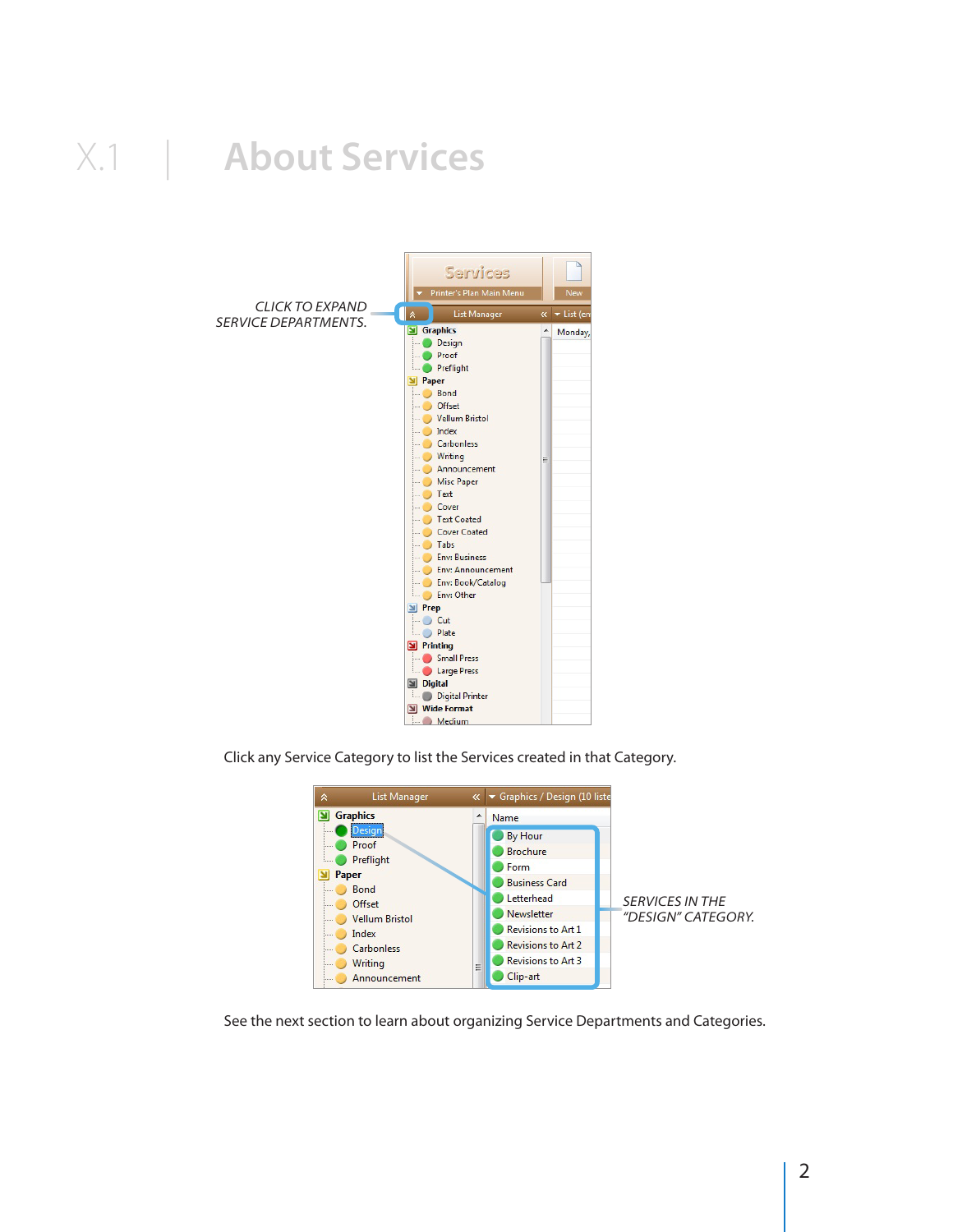# X.1 About Services

CLICK TO EXPAND SERVICE DEPARTMENTS.

Click any Service Category to list the Services created in that Category.

SERVICES IN THE "DESIGN" CATEGORY.

See the next section to learn about organizing Service Departments and Categories.